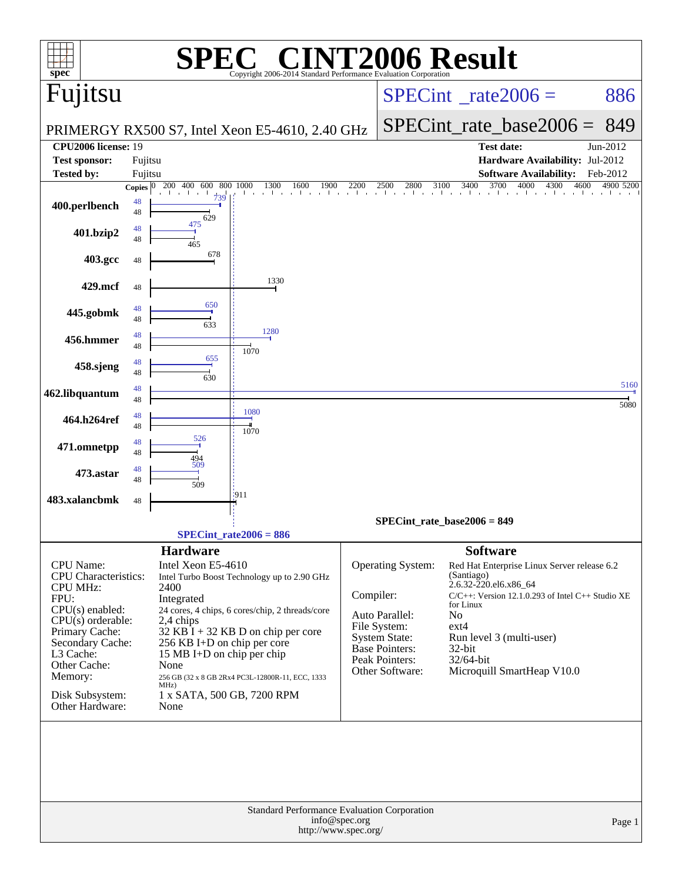# SPEC® CINT2006 Result

Copyright 2006-2014 Standard Performance Evaluation Corporation

## Fujitsu

PRIMERGY RX500 S7, Intel Xeon E5-4610, 2.40 GHz

**SPECint_rate2006 = 886**

**SPECint_rate_base2006 = 849**

| | | | |
|---|---|---|---|
| **CPU2006 license:** | 19 | **Test date:** | Jun-2012 |
| **Test sponsor:** | Fujitsu | **Hardware Availability:** | Jul-2012 |
| **Tested by:** | Fujitsu | **Software Availability:** | Feb-2012 |

| Benchmark | Copies (peak) | Peak | Copies (base) | Base |
|---|---|---|---|---|
| 400.perlbench | 48 | 739 | 48 | 629 |
| 401.bzip2 | 48 | 475 | 48 | 465 |
| 403.gcc | | | 48 | 678 |
| 429.mcf | | | 48 | 1330 |
| 445.gobmk | 48 | 650 | 48 | 633 |
| 456.hmmer | 48 | 1280 | 48 | 1070 |
| 458.sjeng | 48 | 655 | 48 | 630 |
| 462.libquantum | 48 | 5160 | 48 | 5080 |
| 464.h264ref | 48 | 1080 | 48 | 1070 |
| 471.omnetpp | 48 | 526 | 48 | 494 |
| 473.astar | 48 | 509 | 48 | 509 |
| 483.xalancbmk | | | 48 | 911 |

SPECint_rate_base2006 = 849

SPECint_rate2006 = 886

### Hardware

| | |
|---|---|
| CPU Name: | Intel Xeon E5-4610 |
| CPU Characteristics: | Intel Turbo Boost Technology up to 2.90 GHz |
| CPU MHz: | 2400 |
| FPU: | Integrated |
| CPU(s) enabled: | 24 cores, 4 chips, 6 cores/chip, 2 threads/core |
| CPU(s) orderable: | 2,4 chips |
| Primary Cache: | 32 KB I + 32 KB D on chip per core |
| Secondary Cache: | 256 KB I+D on chip per core |
| L3 Cache: | 15 MB I+D on chip per chip |
| Other Cache: | None |
| Memory: | 256 GB (32 x 8 GB 2Rx4 PC3L-12800R-11, ECC, 1333 MHz) |
| Disk Subsystem: | 1 x SATA, 500 GB, 7200 RPM |
| Other Hardware: | None |

### Software

| | |
|---|---|
| Operating System: | Red Hat Enterprise Linux Server release 6.2 (Santiago) 2.6.32-220.el6.x86_64 |
| Compiler: | C/C++: Version 12.1.0.293 of Intel C++ Studio XE for Linux |
| Auto Parallel: | No |
| File System: | ext4 |
| System State: | Run level 3 (multi-user) |
| Base Pointers: | 32-bit |
| Peak Pointers: | 32/64-bit |
| Other Software: | Microquill SmartHeap V10.0 |

Standard Performance Evaluation Corporation
info@spec.org
http://www.spec.org/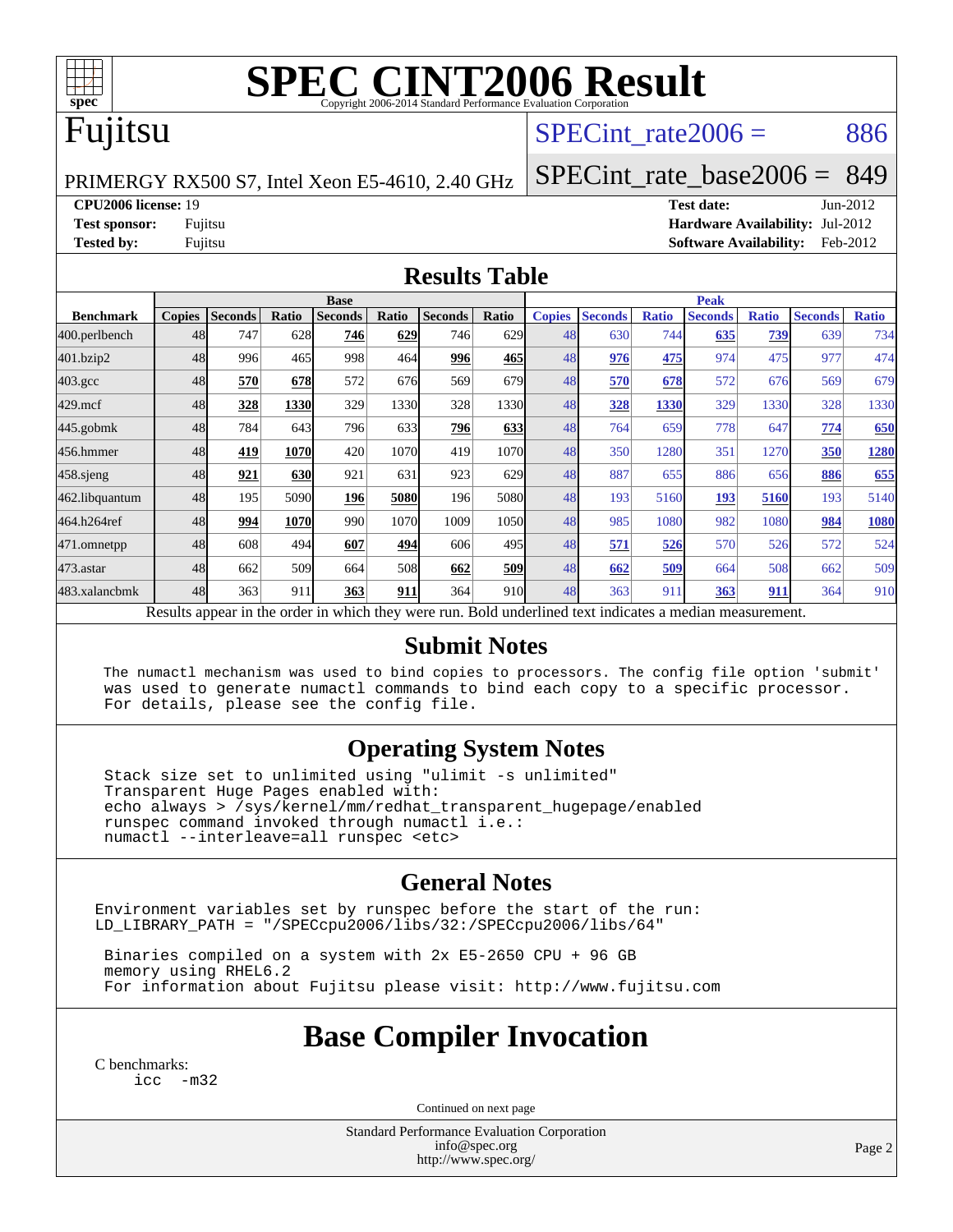# SPEC CINT2006 Result

Copyright 2006-2014 Standard Performance Evaluation Corporation

# Fujitsu

PRIMERGY RX500 S7, Intel Xeon E5-4610, 2.40 GHz

SPECint_rate2006 = 886

SPECint_rate_base2006 = 849

**CPU2006 license:** 19
**Test sponsor:** Fujitsu
**Tested by:** Fujitsu

**Test date:** Jun-2012
**Hardware Availability:** Jul-2012
**Software Availability:** Feb-2012

## Results Table

| | Base | | | | | | | | Peak | | | | | | |
|---|---|---|---|---|---|---|---|---|---|---|---|---|---|---|---|
| **Benchmark** | **Copies** | **Seconds** | **Ratio** | **Seconds** | **Ratio** | **Seconds** | **Ratio** | **Copies** | **Seconds** | **Ratio** | **Seconds** | **Ratio** | **Seconds** | **Ratio** |
| 400.perlbench | 48 | 747 | 628 | **746** | **629** | 746 | 629 | 48 | 630 | 744 | **635** | **739** | 639 | 734 |
| 401.bzip2 | 48 | 996 | 465 | 998 | 464 | **996** | **465** | 48 | **976** | **475** | 974 | 475 | 977 | 474 |
| 403.gcc | 48 | **570** | **678** | 572 | 676 | 569 | 679 | 48 | **570** | **678** | 572 | 676 | 569 | 679 |
| 429.mcf | 48 | **328** | **1330** | 329 | 1330 | 328 | 1330 | 48 | **328** | **1330** | 329 | 1330 | 328 | 1330 |
| 445.gobmk | 48 | 784 | 643 | 796 | 633 | **796** | **633** | 48 | 764 | 659 | 778 | 647 | **774** | **650** |
| 456.hmmer | 48 | **419** | **1070** | 420 | 1070 | 419 | 1070 | 48 | 350 | 1280 | 351 | 1270 | **350** | **1280** |
| 458.sjeng | 48 | **921** | **630** | 921 | 631 | 923 | 629 | 48 | 887 | 655 | 886 | 656 | **886** | **655** |
| 462.libquantum | 48 | 195 | 5090 | **196** | **5080** | 196 | 5080 | 48 | 193 | 5160 | **193** | **5160** | 193 | 5140 |
| 464.h264ref | 48 | **994** | **1070** | 990 | 1070 | 1009 | 1050 | 48 | 985 | 1080 | 982 | 1080 | **984** | **1080** |
| 471.omnetpp | 48 | 608 | 494 | **607** | **494** | 606 | 495 | 48 | **571** | **526** | 570 | 526 | 572 | 524 |
| 473.astar | 48 | 662 | 509 | 664 | 508 | **662** | **509** | 48 | **662** | **509** | 664 | 508 | 662 | 509 |
| 483.xalancbmk | 48 | 363 | 911 | **363** | **911** | 364 | 910 | 48 | 363 | 911 | **363** | **911** | 364 | 910 |

Results appear in the order in which they were run. Bold underlined text indicates a median measurement.

## Submit Notes

```
The numactl mechanism was used to bind copies to processors. The config file option 'submit'
was used to generate numactl commands to bind each copy to a specific processor.
For details, please see the config file.
```

## Operating System Notes

```
Stack size set to unlimited using "ulimit -s unlimited"
Transparent Huge Pages enabled with:
echo always > /sys/kernel/mm/redhat_transparent_hugepage/enabled
runspec command invoked through numactl i.e.:
numactl --interleave=all runspec <etc>
```

## General Notes

```
Environment variables set by runspec before the start of the run:
LD_LIBRARY_PATH = "/SPECcpu2006/libs/32:/SPECcpu2006/libs/64"

 Binaries compiled on a system with 2x E5-2650 CPU + 96 GB
 memory using RHEL6.2
 For information about Fujitsu please visit: http://www.fujitsu.com
```

## Base Compiler Invocation

C benchmarks:
```
icc -m32
```

Continued on next page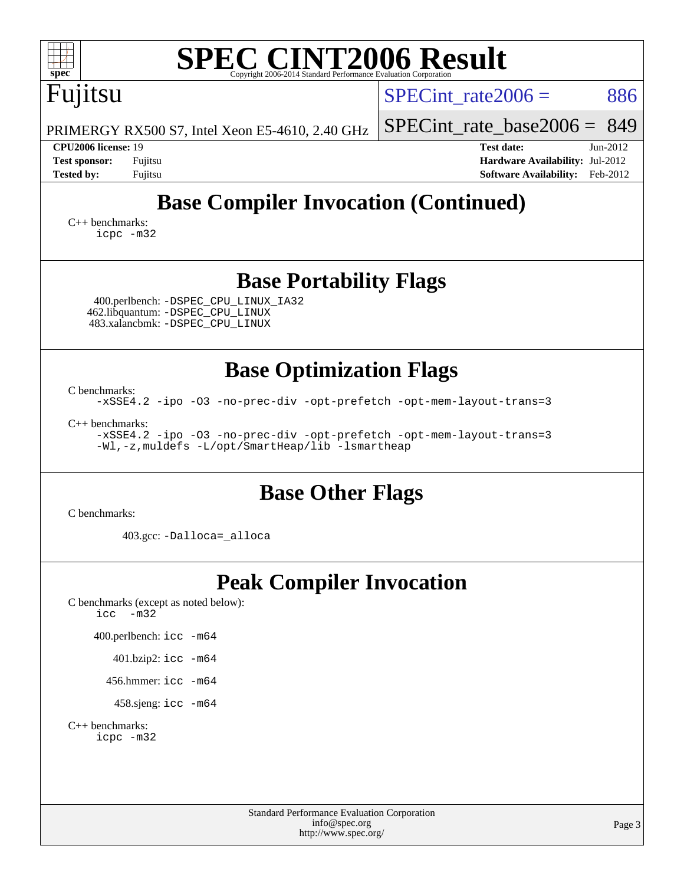# Base Compiler Invocation (Continued)

C++ benchmarks:
```
icpc -m32
```

## Base Portability Flags

400.perlbench: `-DSPEC_CPU_LINUX_IA32`
462.libquantum: `-DSPEC_CPU_LINUX`
483.xalancbmk: `-DSPEC_CPU_LINUX`

## Base Optimization Flags

C benchmarks:
```
-xSSE4.2 -ipo -O3 -no-prec-div -opt-prefetch -opt-mem-layout-trans=3
```

C++ benchmarks:
```
-xSSE4.2 -ipo -O3 -no-prec-div -opt-prefetch -opt-mem-layout-trans=3
-Wl,-z,muldefs -L/opt/SmartHeap/lib -lsmartheap
```

## Base Other Flags

C benchmarks:

403.gcc: `-Dalloca=_alloca`

## Peak Compiler Invocation

C benchmarks (except as noted below):
```
icc  -m32
```

400.perlbench: `icc -m64`

401.bzip2: `icc -m64`

456.hmmer: `icc -m64`

458.sjeng: `icc -m64`

C++ benchmarks:
```
icpc -m32
```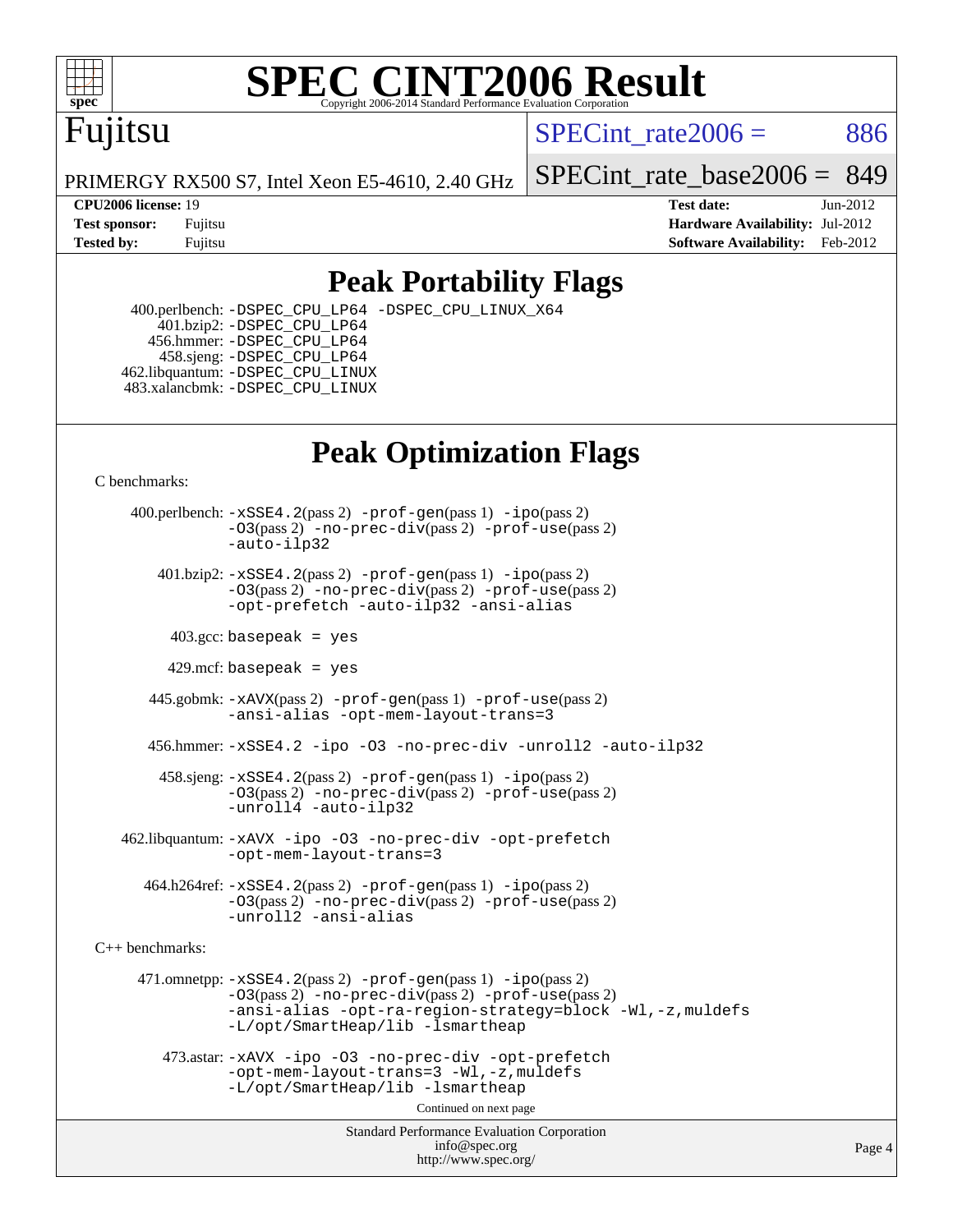# Peak Portability Flags

400.perlbench: -DSPEC_CPU_LP64 -DSPEC_CPU_LINUX_X64
401.bzip2: -DSPEC_CPU_LP64
456.hmmer: -DSPEC_CPU_LP64
458.sjeng: -DSPEC_CPU_LP64
462.libquantum: -DSPEC_CPU_LINUX
483.xalancbmk: -DSPEC_CPU_LINUX

# Peak Optimization Flags

C benchmarks:

400.perlbench: -xSSE4.2(pass 2) -prof-gen(pass 1) -ipo(pass 2) -O3(pass 2) -no-prec-div(pass 2) -prof-use(pass 2) -auto-ilp32

401.bzip2: -xSSE4.2(pass 2) -prof-gen(pass 1) -ipo(pass 2) -O3(pass 2) -no-prec-div(pass 2) -prof-use(pass 2) -opt-prefetch -auto-ilp32 -ansi-alias

403.gcc: basepeak = yes

429.mcf: basepeak = yes

445.gobmk: -xAVX(pass 2) -prof-gen(pass 1) -prof-use(pass 2) -ansi-alias -opt-mem-layout-trans=3

456.hmmer: -xSSE4.2 -ipo -O3 -no-prec-div -unroll2 -auto-ilp32

458.sjeng: -xSSE4.2(pass 2) -prof-gen(pass 1) -ipo(pass 2) -O3(pass 2) -no-prec-div(pass 2) -prof-use(pass 2) -unroll4 -auto-ilp32

462.libquantum: -xAVX -ipo -O3 -no-prec-div -opt-prefetch -opt-mem-layout-trans=3

464.h264ref: -xSSE4.2(pass 2) -prof-gen(pass 1) -ipo(pass 2) -O3(pass 2) -no-prec-div(pass 2) -prof-use(pass 2) -unroll2 -ansi-alias

C++ benchmarks:

471.omnetpp: -xSSE4.2(pass 2) -prof-gen(pass 1) -ipo(pass 2) -O3(pass 2) -no-prec-div(pass 2) -prof-use(pass 2) -ansi-alias -opt-ra-region-strategy=block -Wl,-z,muldefs -L/opt/SmartHeap/lib -lsmartheap

473.astar: -xAVX -ipo -O3 -no-prec-div -opt-prefetch -opt-mem-layout-trans=3 -Wl,-z,muldefs -L/opt/SmartHeap/lib -lsmartheap

Continued on next page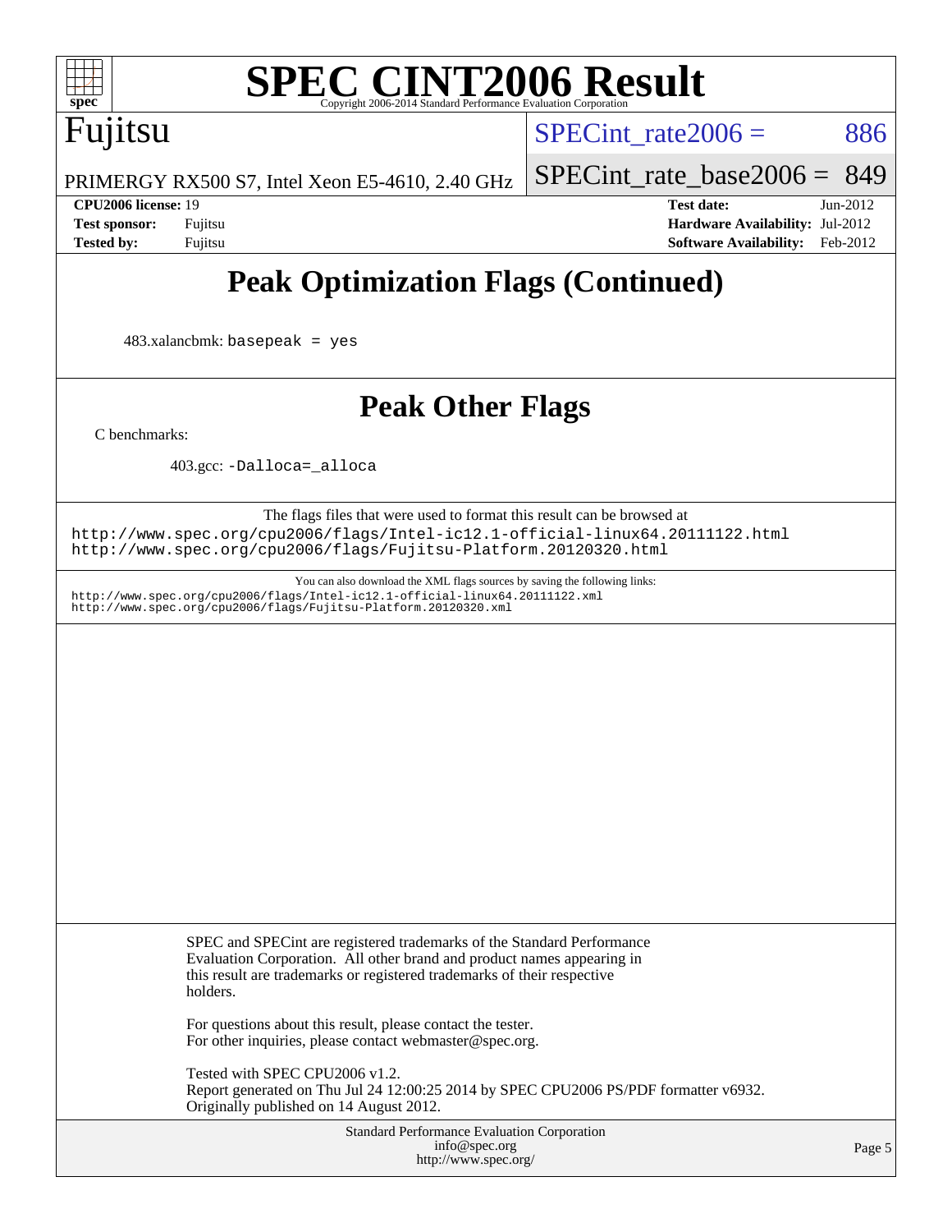# SPEC CINT2006 Result

Copyright 2006-2014 Standard Performance Evaluation Corporation

## Fujitsu

PRIMERGY RX500 S7, Intel Xeon E5-4610, 2.40 GHz

SPECint_rate2006 = 886

SPECint_rate_base2006 = 849

| | | | |
|---|---|---|---|
| **CPU2006 license:** | 19 | **Test date:** | Jun-2012 |
| **Test sponsor:** | Fujitsu | **Hardware Availability:** | Jul-2012 |
| **Tested by:** | Fujitsu | **Software Availability:** | Feb-2012 |

## Peak Optimization Flags (Continued)

483.xalancbmk: `basepeak = yes`

## Peak Other Flags

C benchmarks:

403.gcc: `-Dalloca=_alloca`

The flags files that were used to format this result can be browsed at

http://www.spec.org/cpu2006/flags/Intel-ic12.1-official-linux64.20111122.html
http://www.spec.org/cpu2006/flags/Fujitsu-Platform.20120320.html

You can also download the XML flags sources by saving the following links:

http://www.spec.org/cpu2006/flags/Intel-ic12.1-official-linux64.20111122.xml
http://www.spec.org/cpu2006/flags/Fujitsu-Platform.20120320.xml

SPEC and SPECint are registered trademarks of the Standard Performance Evaluation Corporation. All other brand and product names appearing in this result are trademarks or registered trademarks of their respective holders.

For questions about this result, please contact the tester.
For other inquiries, please contact webmaster@spec.org.

Tested with SPEC CPU2006 v1.2.
Report generated on Thu Jul 24 12:00:25 2014 by SPEC CPU2006 PS/PDF formatter v6932.
Originally published on 14 August 2012.

Standard Performance Evaluation Corporation
info@spec.org
http://www.spec.org/